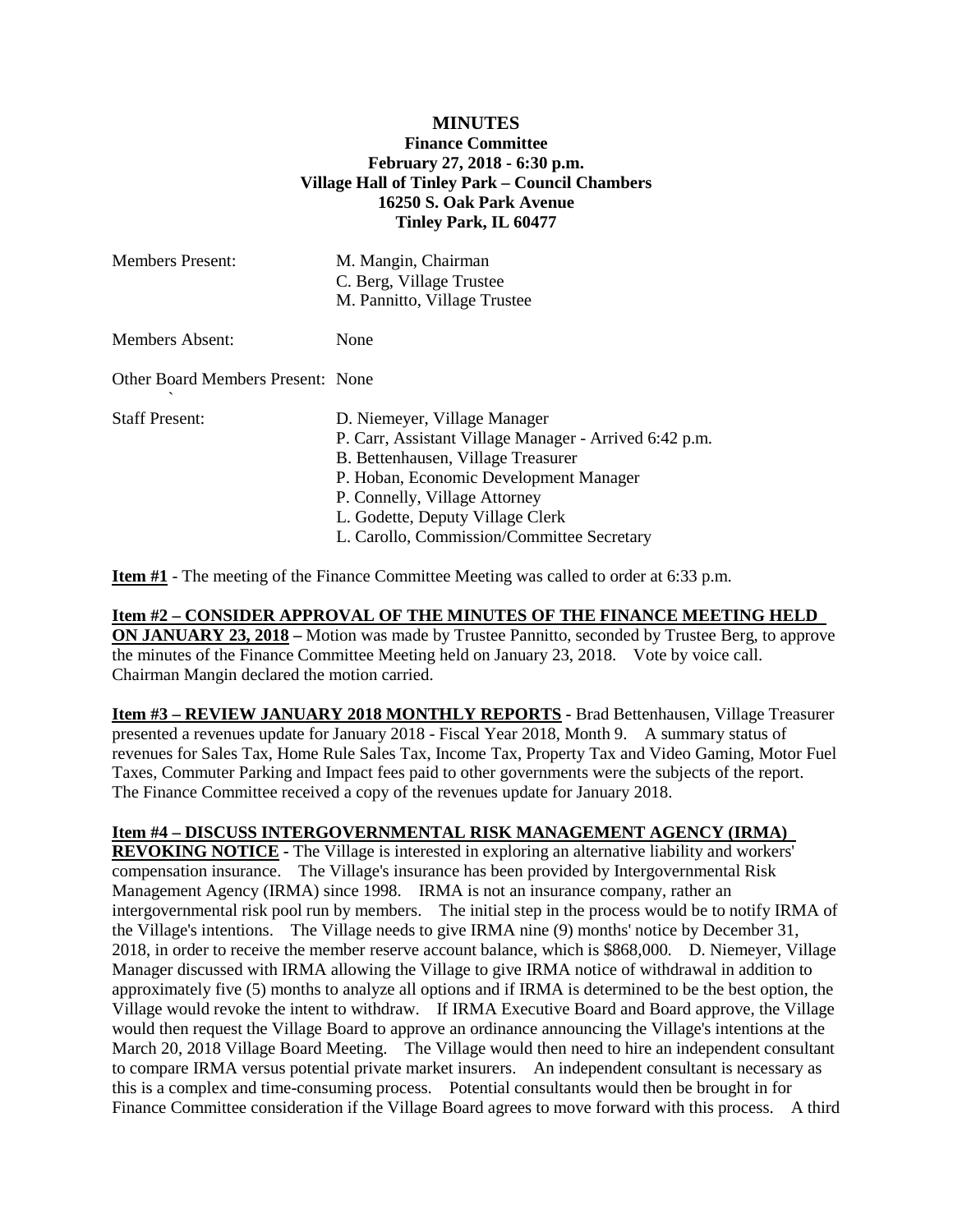**MINUTES**
**Finance Committee**
**February 27, 2018 - 6:30 p.m.**
**Village Hall of Tinley Park – Council Chambers**
**16250 S. Oak Park Avenue**
**Tinley Park, IL 60477**

| | |
|---|---|
| Members Present: | M. Mangin, Chairman<br>C. Berg, Village Trustee<br>M. Pannitto, Village Trustee |
| Members Absent: | None |
| Other Board Members Present: | None |
| Staff Present: | D. Niemeyer, Village Manager<br>P. Carr, Assistant Village Manager - Arrived 6:42 p.m.<br>B. Bettenhausen, Village Treasurer<br>P. Hoban, Economic Development Manager<br>P. Connelly, Village Attorney<br>L. Godette, Deputy Village Clerk<br>L. Carollo, Commission/Committee Secretary |

**Item #1** - The meeting of the Finance Committee Meeting was called to order at 6:33 p.m.

**Item #2 – CONSIDER APPROVAL OF THE MINUTES OF THE FINANCE MEETING HELD ON JANUARY 23, 2018 –** Motion was made by Trustee Pannitto, seconded by Trustee Berg, to approve the minutes of the Finance Committee Meeting held on January 23, 2018. Vote by voice call. Chairman Mangin declared the motion carried.

**Item #3 – REVIEW JANUARY 2018 MONTHLY REPORTS -** Brad Bettenhausen, Village Treasurer presented a revenues update for January 2018 - Fiscal Year 2018, Month 9. A summary status of revenues for Sales Tax, Home Rule Sales Tax, Income Tax, Property Tax and Video Gaming, Motor Fuel Taxes, Commuter Parking and Impact fees paid to other governments were the subjects of the report. The Finance Committee received a copy of the revenues update for January 2018.

**Item #4 – DISCUSS INTERGOVERNMENTAL RISK MANAGEMENT AGENCY (IRMA) REVOKING NOTICE -** The Village is interested in exploring an alternative liability and workers' compensation insurance. The Village's insurance has been provided by Intergovernmental Risk Management Agency (IRMA) since 1998. IRMA is not an insurance company, rather an intergovernmental risk pool run by members. The initial step in the process would be to notify IRMA of the Village's intentions. The Village needs to give IRMA nine (9) months' notice by December 31, 2018, in order to receive the member reserve account balance, which is $868,000. D. Niemeyer, Village Manager discussed with IRMA allowing the Village to give IRMA notice of withdrawal in addition to approximately five (5) months to analyze all options and if IRMA is determined to be the best option, the Village would revoke the intent to withdraw. If IRMA Executive Board and Board approve, the Village would then request the Village Board to approve an ordinance announcing the Village's intentions at the March 20, 2018 Village Board Meeting. The Village would then need to hire an independent consultant to compare IRMA versus potential private market insurers. An independent consultant is necessary as this is a complex and time-consuming process. Potential consultants would then be brought in for Finance Committee consideration if the Village Board agrees to move forward with this process. A third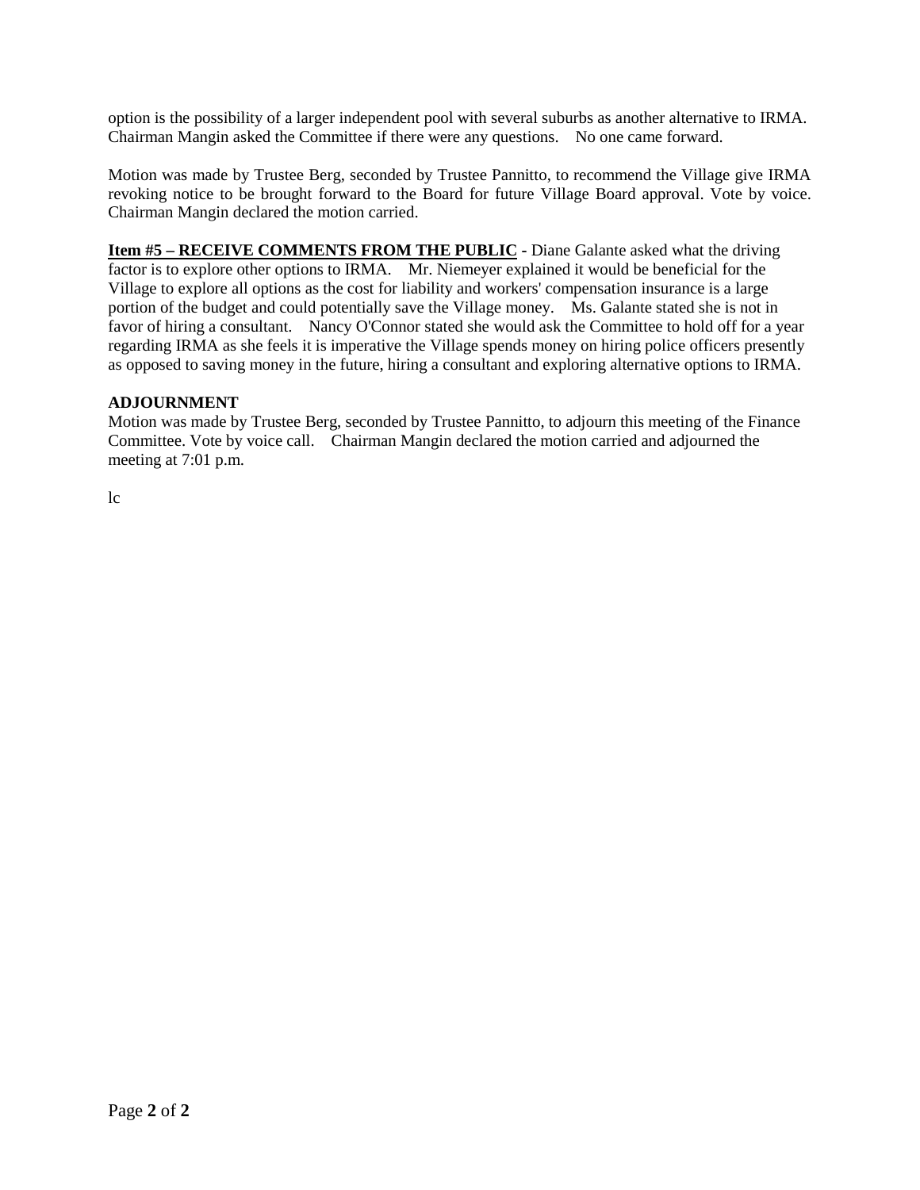option is the possibility of a larger independent pool with several suburbs as another alternative to IRMA. Chairman Mangin asked the Committee if there were any questions. No one came forward.

Motion was made by Trustee Berg, seconded by Trustee Pannitto, to recommend the Village give IRMA revoking notice to be brought forward to the Board for future Village Board approval. Vote by voice. Chairman Mangin declared the motion carried.

**Item #5 – RECEIVE COMMENTS FROM THE PUBLIC** - Diane Galante asked what the driving factor is to explore other options to IRMA. Mr. Niemeyer explained it would be beneficial for the Village to explore all options as the cost for liability and workers' compensation insurance is a large portion of the budget and could potentially save the Village money. Ms. Galante stated she is not in favor of hiring a consultant. Nancy O'Connor stated she would ask the Committee to hold off for a year regarding IRMA as she feels it is imperative the Village spends money on hiring police officers presently as opposed to saving money in the future, hiring a consultant and exploring alternative options to IRMA.

**ADJOURNMENT**

Motion was made by Trustee Berg, seconded by Trustee Pannitto, to adjourn this meeting of the Finance Committee. Vote by voice call. Chairman Mangin declared the motion carried and adjourned the meeting at 7:01 p.m.

lc